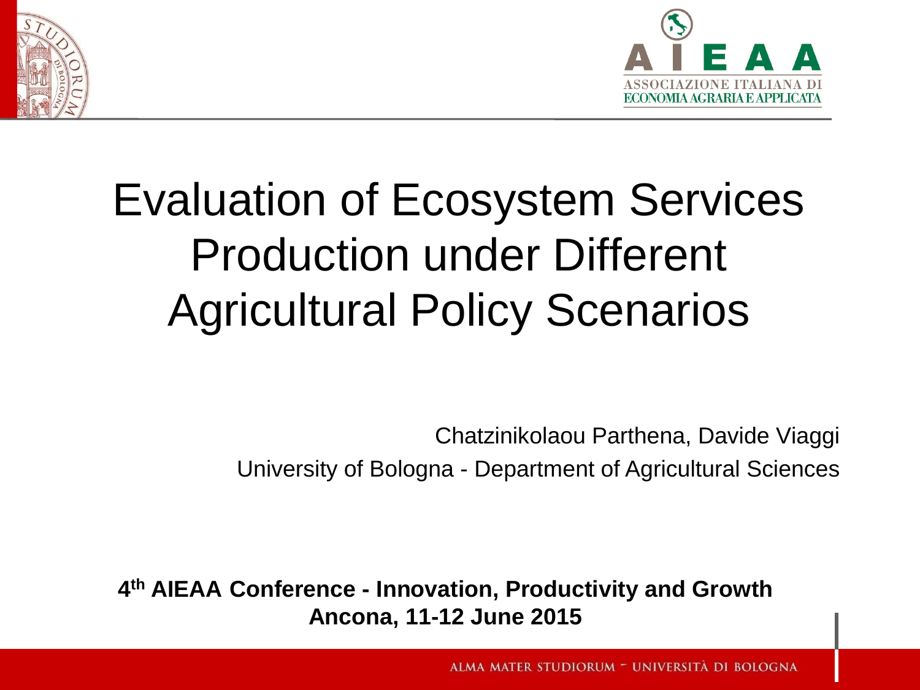# Evaluation of Ecosystem Services Production under Different Agricultural Policy Scenarios

Chatzinikolaou Parthena, Davide Viaggi

University of Bologna - Department of Agricultural Sciences

**4th AIEAA Conference - Innovation, Productivity and Growth**
**Ancona, 11-12 June 2015**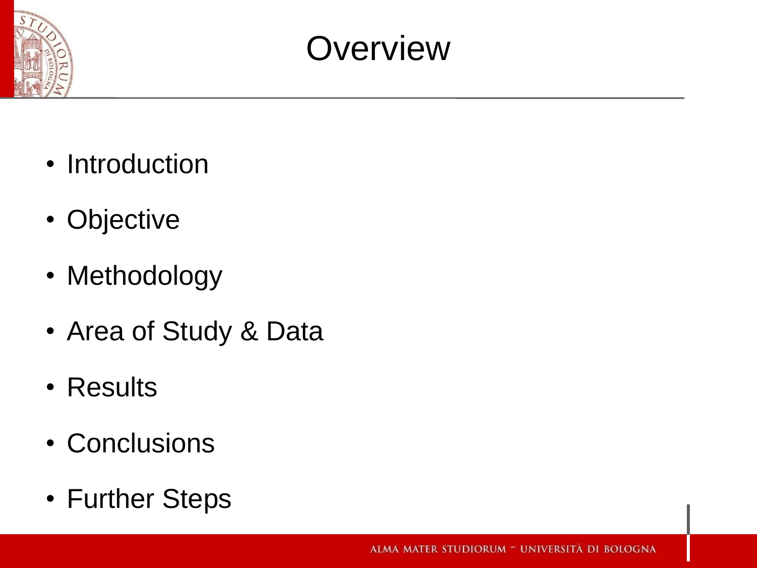# Overview

- Introduction
- Objective
- Methodology
- Area of Study & Data
- Results
- Conclusions
- Further Steps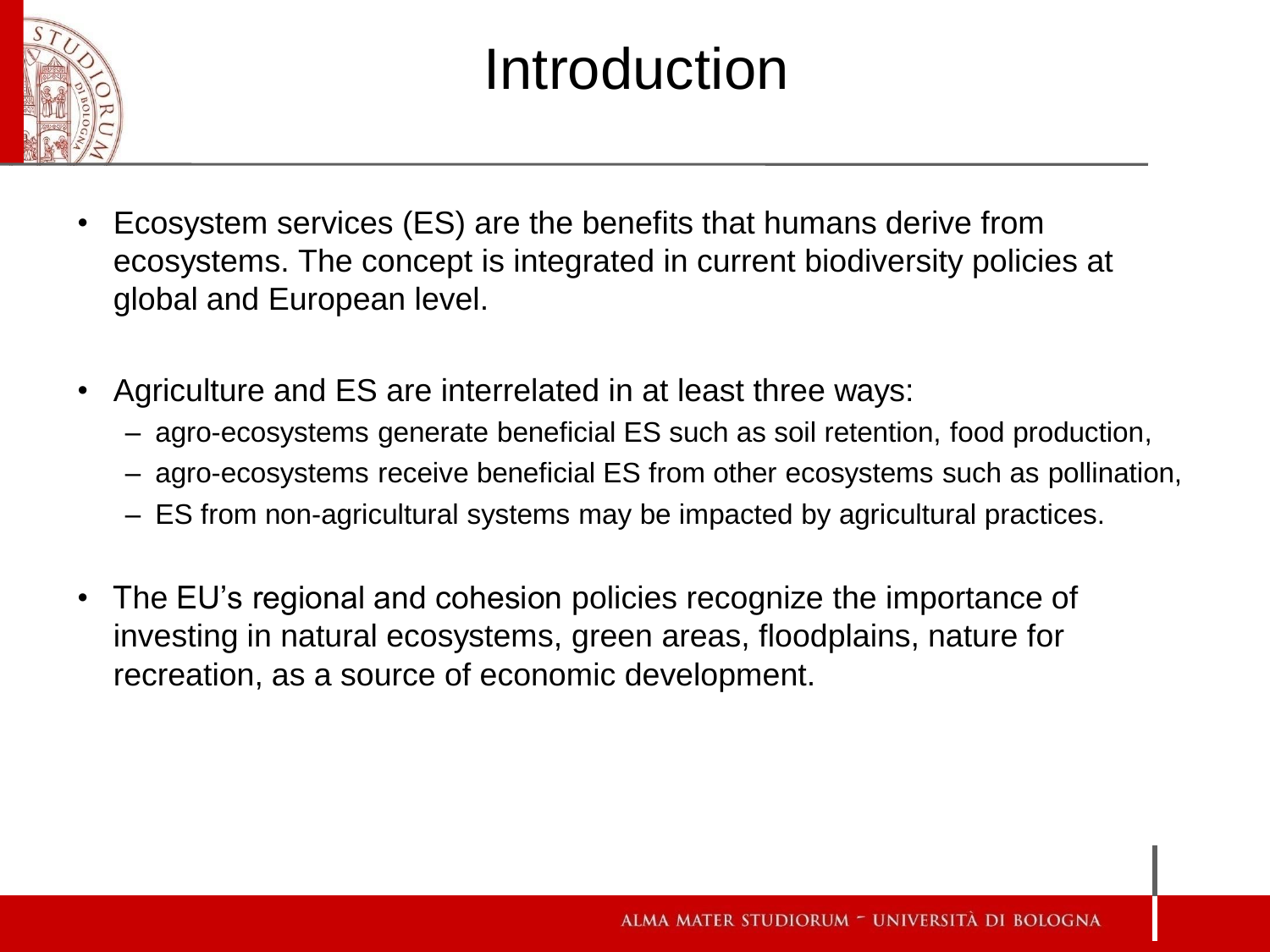# Introduction

- Ecosystem services (ES) are the benefits that humans derive from ecosystems. The concept is integrated in current biodiversity policies at global and European level.

- Agriculture and ES are interrelated in at least three ways:
  - agro-ecosystems generate beneficial ES such as soil retention, food production,
  - agro-ecosystems receive beneficial ES from other ecosystems such as pollination,
  - ES from non-agricultural systems may be impacted by agricultural practices.

- The EU's regional and cohesion policies recognize the importance of investing in natural ecosystems, green areas, floodplains, nature for recreation, as a source of economic development.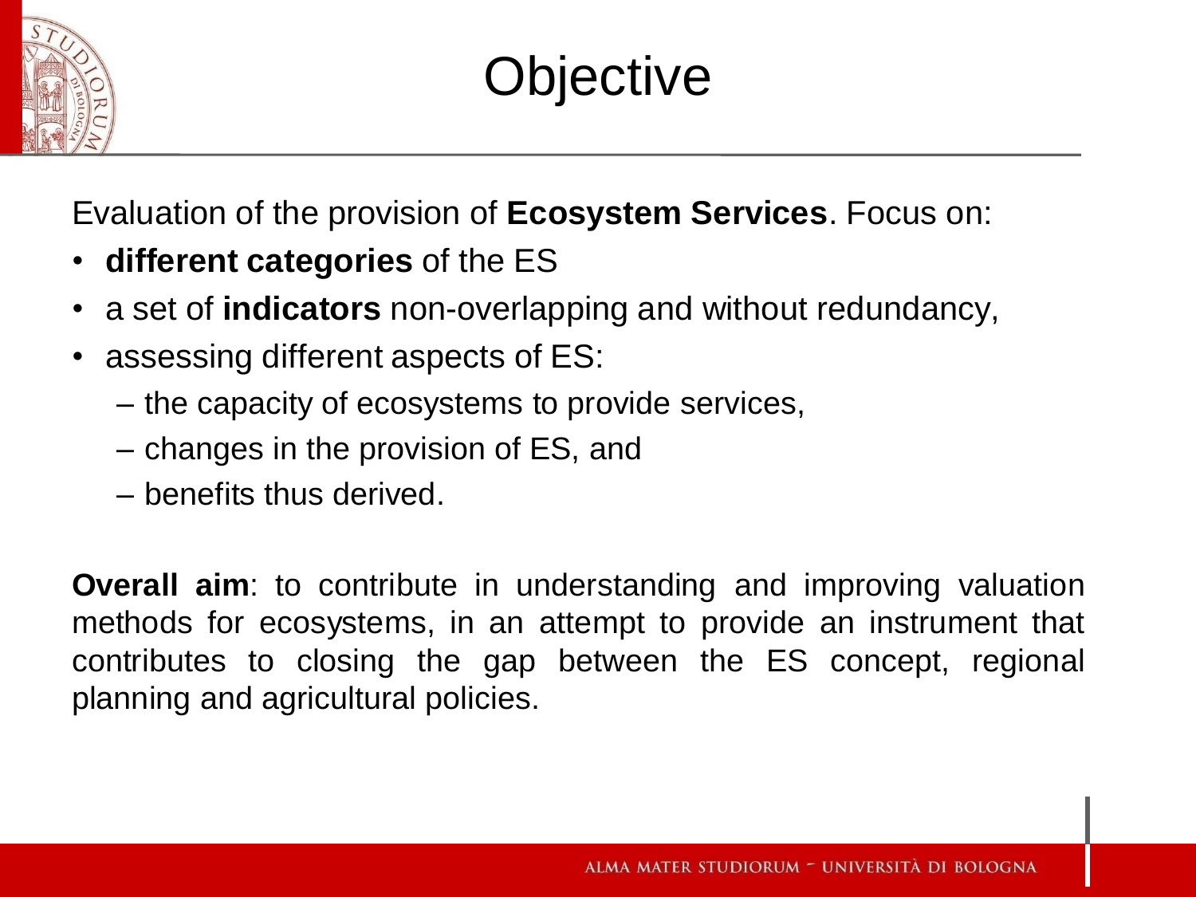# Objective

Evaluation of the provision of **Ecosystem Services**. Focus on:

- **different categories** of the ES
- a set of **indicators** non-overlapping and without redundancy,
- assessing different aspects of ES:
  - the capacity of ecosystems to provide services,
  - changes in the provision of ES, and
  - benefits thus derived.

**Overall aim**: to contribute in understanding and improving valuation methods for ecosystems, in an attempt to provide an instrument that contributes to closing the gap between the ES concept, regional planning and agricultural policies.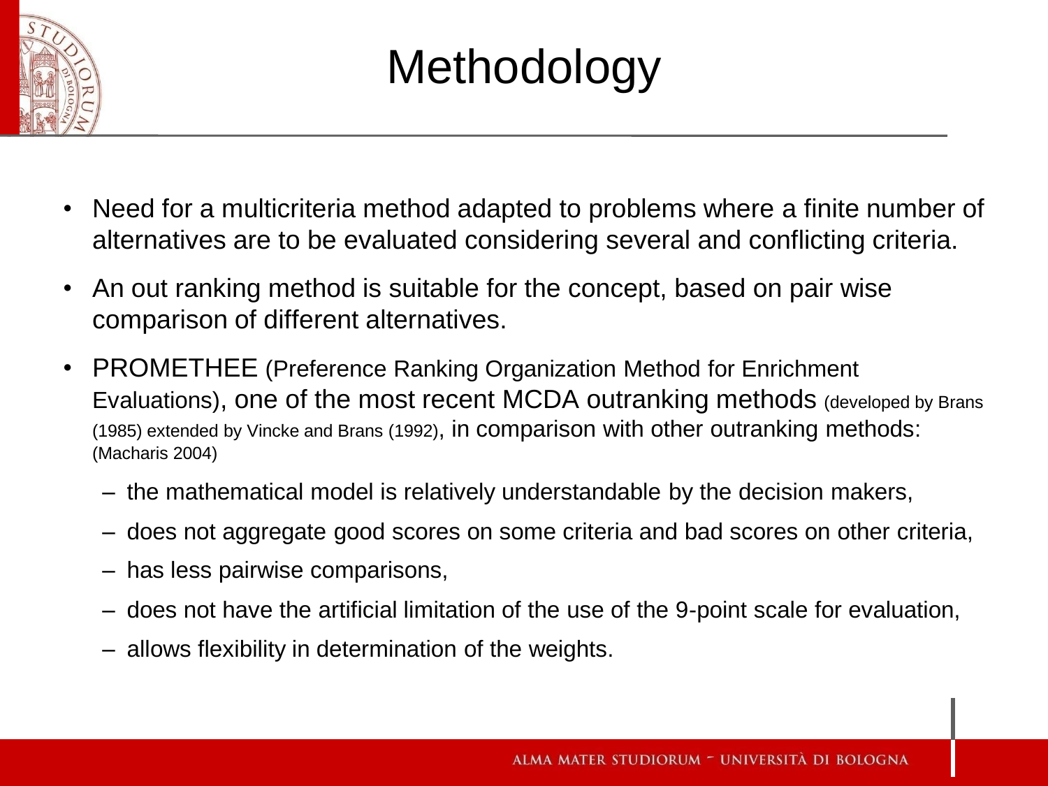# Methodology

- Need for a multicriteria method adapted to problems where a finite number of alternatives are to be evaluated considering several and conflicting criteria.
- An out ranking method is suitable for the concept, based on pair wise comparison of different alternatives.
- PROMETHEE (Preference Ranking Organization Method for Enrichment Evaluations), one of the most recent MCDA outranking methods (developed by Brans (1985) extended by Vincke and Brans (1992), in comparison with other outranking methods: (Macharis 2004)
  - the mathematical model is relatively understandable by the decision makers,
  - does not aggregate good scores on some criteria and bad scores on other criteria,
  - has less pairwise comparisons,
  - does not have the artificial limitation of the use of the 9-point scale for evaluation,
  - allows flexibility in determination of the weights.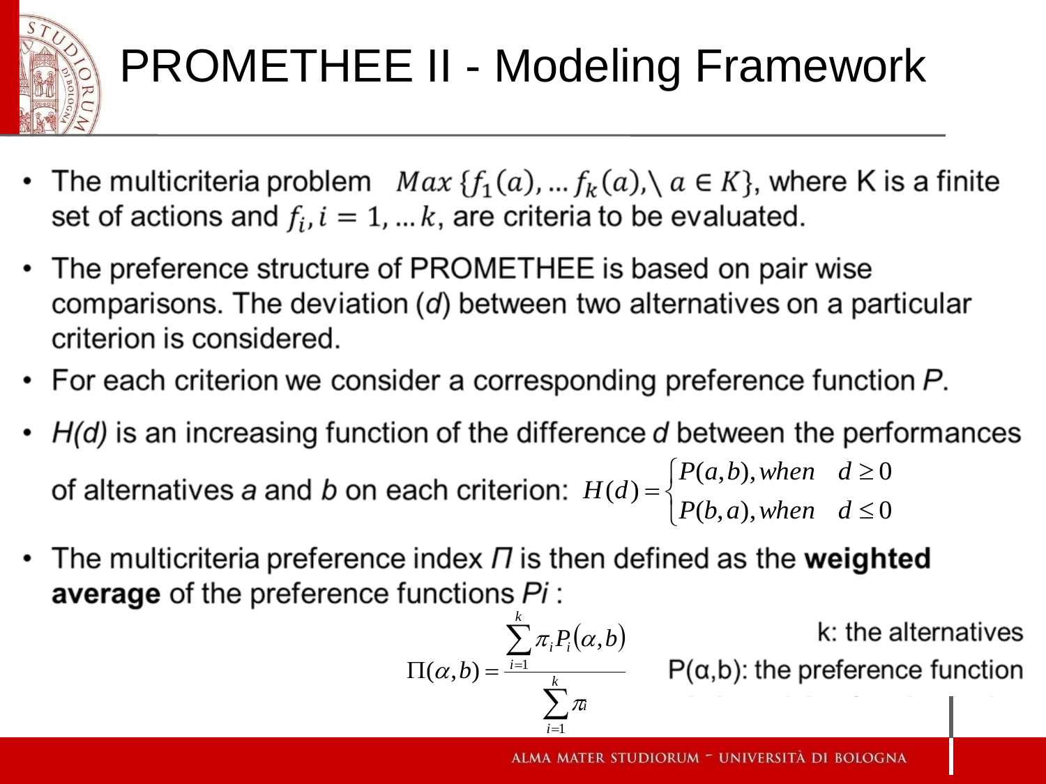# PROMETHEE II - Modeling Framework

- The multicriteria problem $Max\,\{f_1(a), \ldots f_k(a), \backslash\, a \in K\}$, where K is a finite set of actions and $f_i, i = 1, \ldots k$, are criteria to be evaluated.
- The preference structure of PROMETHEE is based on pair wise comparisons. The deviation (*d*) between two alternatives on a particular criterion is considered.
- For each criterion we consider a corresponding preference function *P*.
- *H(d)* is an increasing function of the difference *d* between the performances of alternatives *a* and *b* on each criterion: $H(d) = \begin{cases} P(a,b), when & d \geq 0 \\ P(b,a), when & d \leq 0 \end{cases}$
- The multicriteria preference index *Π* is then defined as the **weighted average** of the preference functions *Pi* :

$$\Pi(\alpha,b) = \frac{\sum_{i=1}^{k} \pi_i P_i(\alpha,b)}{\sum_{i=1}^{k} \pi_i}$$

k: the alternatives

P(α,b): the preference function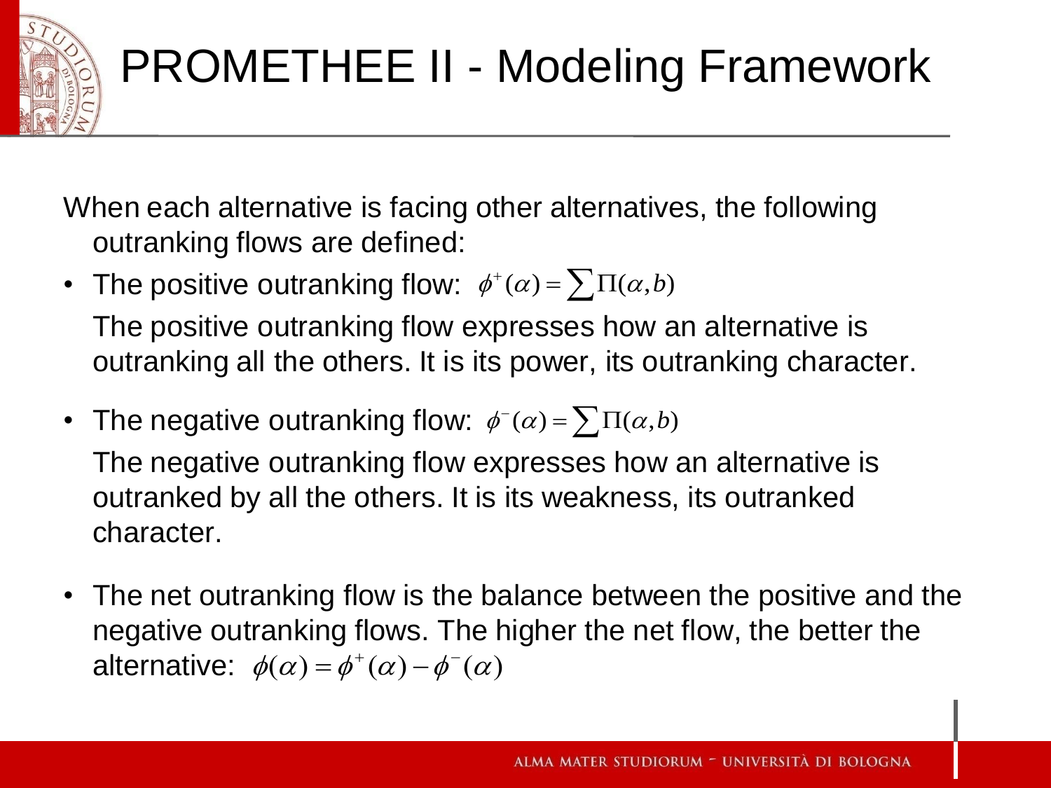# PROMETHEE II - Modeling Framework

When each alternative is facing other alternatives, the following outranking flows are defined:

- The positive outranking flow: $\phi^{+}(\alpha) = \sum \Pi(\alpha, b)$

  The positive outranking flow expresses how an alternative is outranking all the others. It is its power, its outranking character.

- The negative outranking flow: $\phi^{-}(\alpha) = \sum \Pi(\alpha, b)$

  The negative outranking flow expresses how an alternative is outranked by all the others. It is its weakness, its outranked character.

- The net outranking flow is the balance between the positive and the negative outranking flows. The higher the net flow, the better the alternative: $\phi(\alpha) = \phi^{+}(\alpha) - \phi^{-}(\alpha)$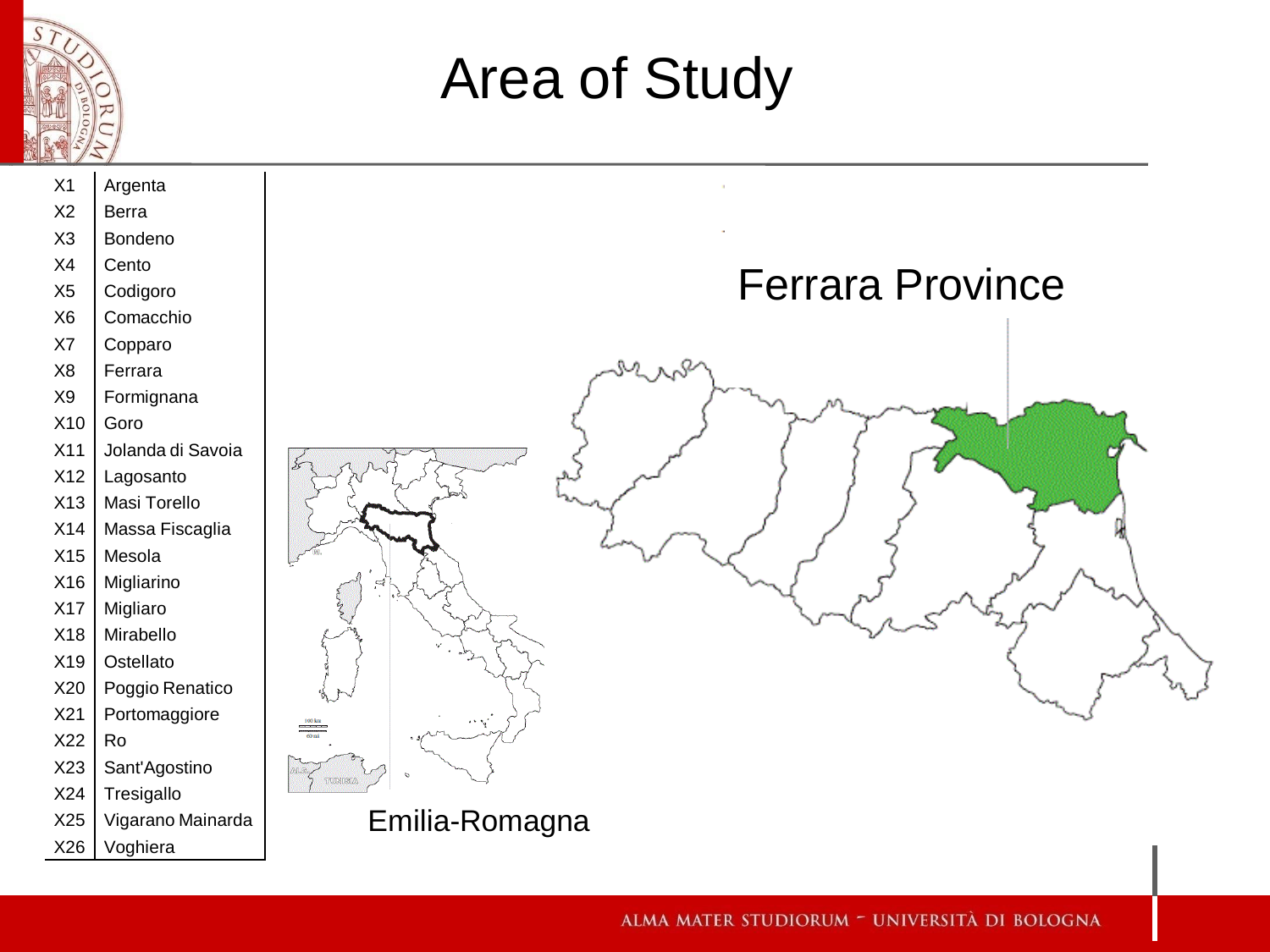# Area of Study

| | |
|---|---|
| X1 | Argenta |
| X2 | Berra |
| X3 | Bondeno |
| X4 | Cento |
| X5 | Codigoro |
| X6 | Comacchio |
| X7 | Copparo |
| X8 | Ferrara |
| X9 | Formignana |
| X10 | Goro |
| X11 | Jolanda di Savoia |
| X12 | Lagosanto |
| X13 | Masi Torello |
| X14 | Massa Fiscaglia |
| X15 | Mesola |
| X16 | Migliarino |
| X17 | Migliaro |
| X18 | Mirabello |
| X19 | Ostellato |
| X20 | Poggio Renatico |
| X21 | Portomaggiore |
| X22 | Ro |
| X23 | Sant'Agostino |
| X24 | Tresigallo |
| X25 | Vigarano Mainarda |
| X26 | Voghiera |

Ferrara Province

Emilia-Romagna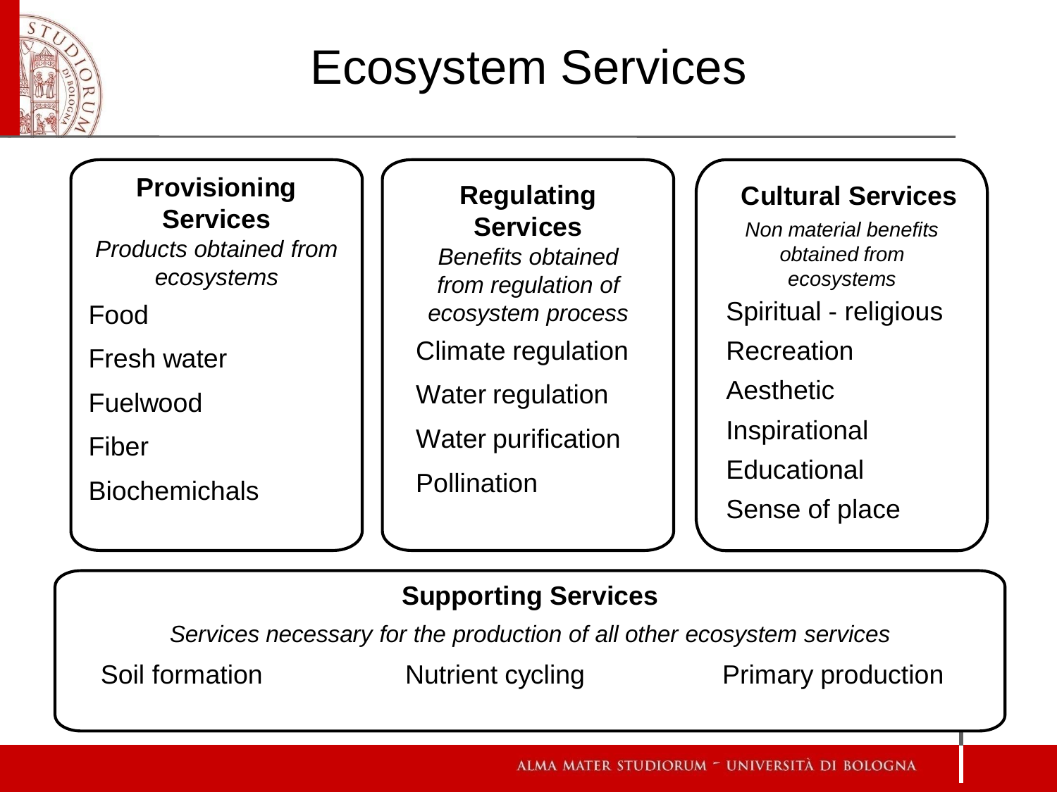# Ecosystem Services

## Provisioning Services

*Products obtained from ecosystems*

- Food
- Fresh water
- Fuelwood
- Fiber
- Biochemichals

## Regulating Services

*Benefits obtained from regulation of ecosystem process*

- Climate regulation
- Water regulation
- Water purification
- Pollination

## Cultural Services

*Non material benefits obtained from ecosystems*

- Spiritual - religious
- Recreation
- Aesthetic
- Inspirational
- Educational
- Sense of place

## Supporting Services

*Services necessary for the production of all other ecosystem services*

- Soil formation
- Nutrient cycling
- Primary production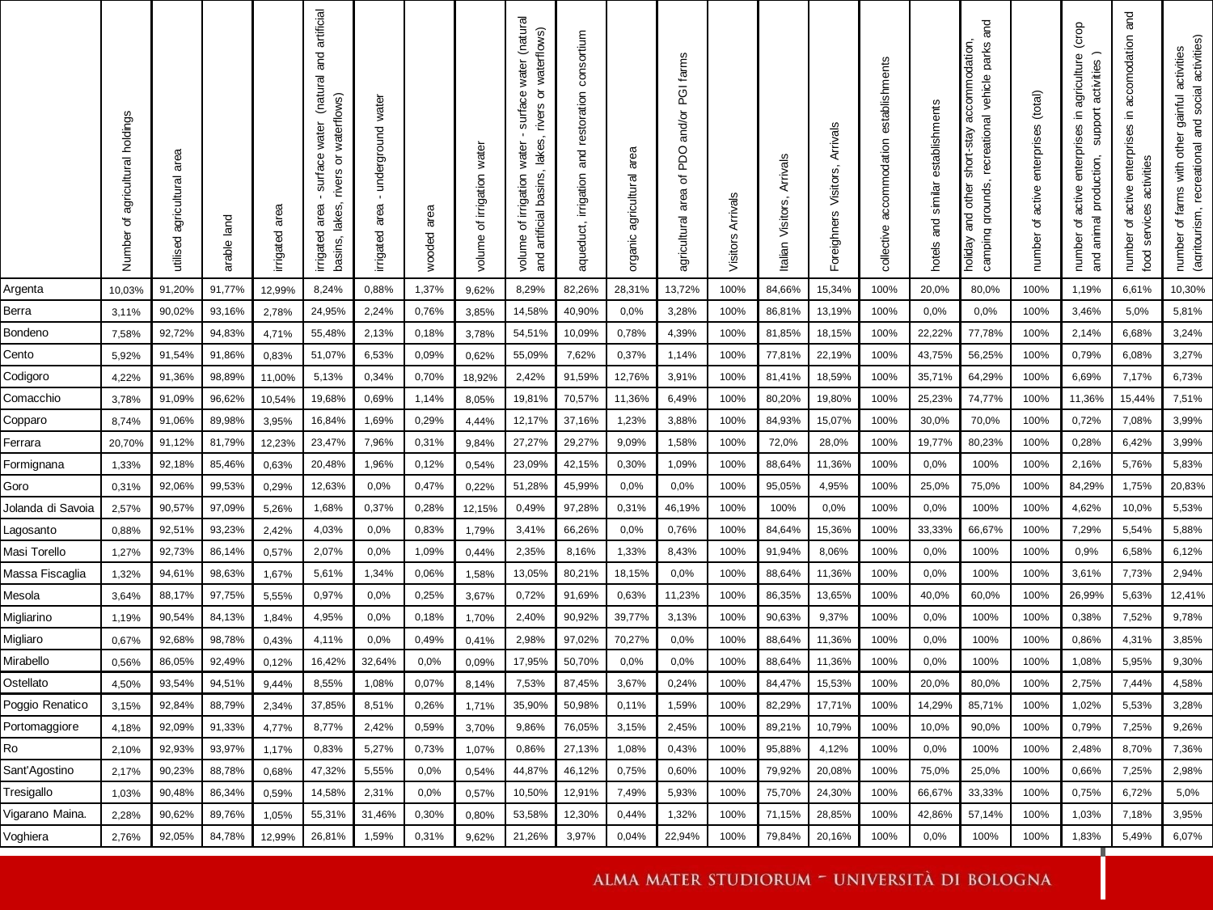| | Number of agricultural holdings | utilised agricultural area | arable land | irrigated area | irrigated area - surface water (natural and artificial basins, lakes, rivers or waterflows) | irrigated area - underground water | wooded area | volume of irrigation water | volume of irrigation water - surface water (natural and artificial basins, lakes, rivers or waterflows) | aqueduct, irrigation and restoration consortium | organic agricultural area | agricultural area of PDO and/or PGI farms | Visitors Arrivals | Italian Visitors, Arrivals | Foreighners Visitors, Arrivals | collective accommodation establishments | hotels and similar establishments | holiday and other short-stay accommodation, camping grounds, recreational vehicle parks and | number of active enterprises (total) | number of active enterprises in agriculture (crop and animal production, support activities ) | number of active enterprises in accomodation and food services activities | number of farms with other gainful activities (agritourism, recreational and social activities) |
|---|---|---|---|---|---|---|---|---|---|---|---|---|---|---|---|---|---|---|---|---|---|---|
| Argenta | 10,03% | 91,20% | 91,77% | 12,99% | 8,24% | 0,88% | 1,37% | 9,62% | 8,29% | 82,26% | 28,31% | 13,72% | 100% | 84,66% | 15,34% | 100% | 20,0% | 80,0% | 100% | 1,19% | 6,61% | 10,30% |
| Berra | 3,11% | 90,02% | 93,16% | 2,78% | 24,95% | 2,24% | 0,76% | 3,85% | 14,58% | 40,90% | 0,0% | 3,28% | 100% | 86,81% | 13,19% | 100% | 0,0% | 0,0% | 100% | 3,46% | 5,0% | 5,81% |
| Bondeno | 7,58% | 92,72% | 94,83% | 4,71% | 55,48% | 2,13% | 0,18% | 3,78% | 54,51% | 10,09% | 0,78% | 4,39% | 100% | 81,85% | 18,15% | 100% | 22,22% | 77,78% | 100% | 2,14% | 6,68% | 3,24% |
| Cento | 5,92% | 91,54% | 91,86% | 0,83% | 51,07% | 6,53% | 0,09% | 0,62% | 55,09% | 7,62% | 0,37% | 1,14% | 100% | 77,81% | 22,19% | 100% | 43,75% | 56,25% | 100% | 0,79% | 6,08% | 3,27% |
| Codigoro | 4,22% | 91,36% | 98,89% | 11,00% | 5,13% | 0,34% | 0,70% | 18,92% | 2,42% | 91,59% | 12,76% | 3,91% | 100% | 81,41% | 18,59% | 100% | 35,71% | 64,29% | 100% | 6,69% | 7,17% | 6,73% |
| Comacchio | 3,78% | 91,09% | 96,62% | 10,54% | 19,68% | 0,69% | 1,14% | 8,05% | 19,81% | 70,57% | 11,36% | 6,49% | 100% | 80,20% | 19,80% | 100% | 25,23% | 74,77% | 100% | 11,36% | 15,44% | 7,51% |
| Copparo | 8,74% | 91,06% | 89,98% | 3,95% | 16,84% | 1,69% | 0,29% | 4,44% | 12,17% | 37,16% | 1,23% | 3,88% | 100% | 84,93% | 15,07% | 100% | 30,0% | 70,0% | 100% | 0,72% | 7,08% | 3,99% |
| Ferrara | 20,70% | 91,12% | 81,79% | 12,23% | 23,47% | 7,96% | 0,31% | 9,84% | 27,27% | 29,27% | 9,09% | 1,58% | 100% | 72,0% | 28,0% | 100% | 19,77% | 80,23% | 100% | 0,28% | 6,42% | 3,99% |
| Formignana | 1,33% | 92,18% | 85,46% | 0,63% | 20,48% | 1,96% | 0,12% | 0,54% | 23,09% | 42,15% | 0,30% | 1,09% | 100% | 88,64% | 11,36% | 100% | 0,0% | 100% | 100% | 2,16% | 5,76% | 5,83% |
| Goro | 0,31% | 92,06% | 99,53% | 0,29% | 12,63% | 0,0% | 0,47% | 0,22% | 51,28% | 45,99% | 0,0% | 0,0% | 100% | 95,05% | 4,95% | 100% | 25,0% | 75,0% | 100% | 84,29% | 1,75% | 20,83% |
| Jolanda di Savoia | 2,57% | 90,57% | 97,09% | 5,26% | 1,68% | 0,37% | 0,28% | 12,15% | 0,49% | 97,28% | 0,31% | 46,19% | 100% | 100% | 0,0% | 100% | 0,0% | 100% | 100% | 4,62% | 10,0% | 5,53% |
| Lagosanto | 0,88% | 92,51% | 93,23% | 2,42% | 4,03% | 0,0% | 0,83% | 1,79% | 3,41% | 66,26% | 0,0% | 0,76% | 100% | 84,64% | 15,36% | 100% | 33,33% | 66,67% | 100% | 7,29% | 5,54% | 5,88% |
| Masi Torello | 1,27% | 92,73% | 86,14% | 0,57% | 2,07% | 0,0% | 1,09% | 0,44% | 2,35% | 8,16% | 1,33% | 8,43% | 100% | 91,94% | 8,06% | 100% | 0,0% | 100% | 100% | 0,9% | 6,58% | 6,12% |
| Massa Fiscaglia | 1,32% | 94,61% | 98,63% | 1,67% | 5,61% | 1,34% | 0,06% | 1,58% | 13,05% | 80,21% | 18,15% | 0,0% | 100% | 88,64% | 11,36% | 100% | 0,0% | 100% | 100% | 3,61% | 7,73% | 2,94% |
| Mesola | 3,64% | 88,17% | 97,75% | 5,55% | 0,97% | 0,0% | 0,25% | 3,67% | 0,72% | 91,69% | 0,63% | 11,23% | 100% | 86,35% | 13,65% | 100% | 40,0% | 60,0% | 100% | 26,99% | 5,63% | 12,41% |
| Migliarino | 1,19% | 90,54% | 84,13% | 1,84% | 4,95% | 0,0% | 0,18% | 1,70% | 2,40% | 90,92% | 39,77% | 3,13% | 100% | 90,63% | 9,37% | 100% | 0,0% | 100% | 100% | 0,38% | 7,52% | 9,78% |
| Migliaro | 0,67% | 92,68% | 98,78% | 0,43% | 4,11% | 0,0% | 0,49% | 0,41% | 2,98% | 97,02% | 70,27% | 0,0% | 100% | 88,64% | 11,36% | 100% | 0,0% | 100% | 100% | 0,86% | 4,31% | 3,85% |
| Mirabello | 0,56% | 86,05% | 92,49% | 0,12% | 16,42% | 32,64% | 0,0% | 0,09% | 17,95% | 50,70% | 0,0% | 0,0% | 100% | 88,64% | 11,36% | 100% | 0,0% | 100% | 100% | 1,08% | 5,95% | 9,30% |
| Ostellato | 4,50% | 93,54% | 94,51% | 9,44% | 8,55% | 1,08% | 0,07% | 8,14% | 7,53% | 87,45% | 3,67% | 0,24% | 100% | 84,47% | 15,53% | 100% | 20,0% | 80,0% | 100% | 2,75% | 7,44% | 4,58% |
| Poggio Renatico | 3,15% | 92,84% | 88,79% | 2,34% | 37,85% | 8,51% | 0,26% | 1,71% | 35,90% | 50,98% | 0,11% | 1,59% | 100% | 82,29% | 17,71% | 100% | 14,29% | 85,71% | 100% | 1,02% | 5,53% | 3,28% |
| Portomaggiore | 4,18% | 92,09% | 91,33% | 4,77% | 8,77% | 2,42% | 0,59% | 3,70% | 9,86% | 76,05% | 3,15% | 2,45% | 100% | 89,21% | 10,79% | 100% | 10,0% | 90,0% | 100% | 0,79% | 7,25% | 9,26% |
| Ro | 2,10% | 92,93% | 93,97% | 1,17% | 0,83% | 5,27% | 0,73% | 1,07% | 0,86% | 27,13% | 1,08% | 0,43% | 100% | 95,88% | 4,12% | 100% | 0,0% | 100% | 100% | 2,48% | 8,70% | 7,36% |
| Sant'Agostino | 2,17% | 90,23% | 88,78% | 0,68% | 47,32% | 5,55% | 0,0% | 0,54% | 44,87% | 46,12% | 0,75% | 0,60% | 100% | 79,92% | 20,08% | 100% | 75,0% | 25,0% | 100% | 0,66% | 7,25% | 2,98% |
| Tresigallo | 1,03% | 90,48% | 86,34% | 0,59% | 14,58% | 2,31% | 0,0% | 0,57% | 10,50% | 12,91% | 7,49% | 5,93% | 100% | 75,70% | 24,30% | 100% | 66,67% | 33,33% | 100% | 0,75% | 6,72% | 5,0% |
| Vigarano Maina. | 2,28% | 90,62% | 89,76% | 1,05% | 55,31% | 31,46% | 0,30% | 0,80% | 53,58% | 12,30% | 0,44% | 1,32% | 100% | 71,15% | 28,85% | 100% | 42,86% | 57,14% | 100% | 1,03% | 7,18% | 3,95% |
| Voghiera | 2,76% | 92,05% | 84,78% | 12,99% | 26,81% | 1,59% | 0,31% | 9,62% | 21,26% | 3,97% | 0,04% | 22,94% | 100% | 79,84% | 20,16% | 100% | 0,0% | 100% | 100% | 1,83% | 5,49% | 6,07% |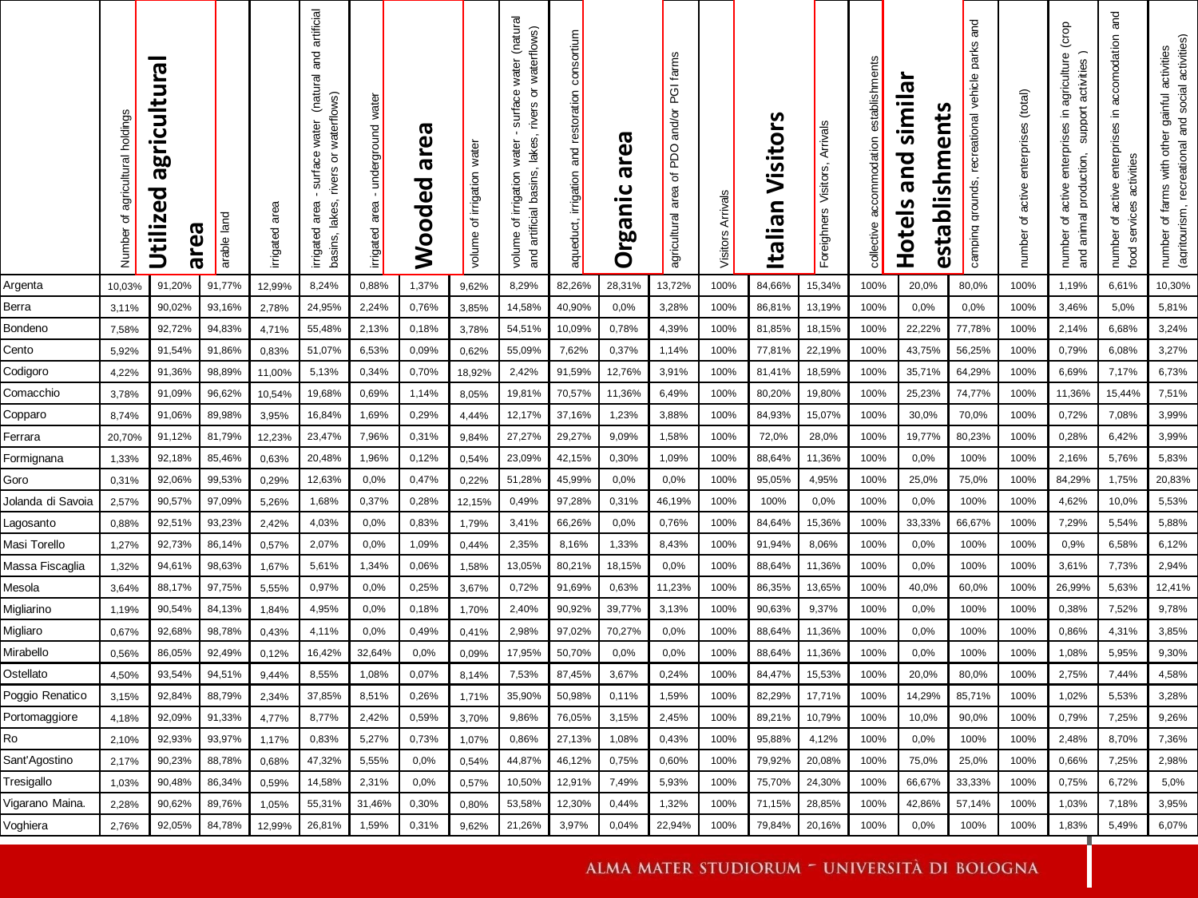| | Number of agricultural holdings | Utilized agricultural area | arable land | irrigated area | irrigated area - surface water (natural and artificial basins, lakes, rivers or waterflows) | irrigated area - underground water | Wooded area | volume of irrigation water | volume of irrigation water - surface water (natural and artificial basins, lakes, rivers or waterflows) | aqueduct, irrigation and restoration consortium | Organic area | agricultural area of PDO and/or PGI farms | Visitors Arrivals | Italian Visitors | Foreighners Visitors, Arrivals | collective accommodation establishments | Hotels and similar establishments | camping grounds, recreational vehicle parks and | number of active enterprises (total) | number of active enterprises in agriculture (crop and animal production, support activities ) | number of active enterprises in accomodation and food services activities | number of farms with other gainful activities (agritourism, recreational and social activities) |
|---|---|---|---|---|---|---|---|---|---|---|---|---|---|---|---|---|---|---|---|---|---|---|
| Argenta | 10,03% | 91,20% | 91,77% | 12,99% | 8,24% | 0,88% | 1,37% | 9,62% | 8,29% | 82,26% | 28,31% | 13,72% | 100% | 84,66% | 15,34% | 100% | 20,0% | 80,0% | 100% | 1,19% | 6,61% | 10,30% |
| Berra | 3,11% | 90,02% | 93,16% | 2,78% | 24,95% | 2,24% | 0,76% | 3,85% | 14,58% | 40,90% | 0,0% | 3,28% | 100% | 86,81% | 13,19% | 100% | 0,0% | 0,0% | 100% | 3,46% | 5,0% | 5,81% |
| Bondeno | 7,58% | 92,72% | 94,83% | 4,71% | 55,48% | 2,13% | 0,18% | 3,78% | 54,51% | 10,09% | 0,78% | 4,39% | 100% | 81,85% | 18,15% | 100% | 22,22% | 77,78% | 100% | 2,14% | 6,68% | 3,24% |
| Cento | 5,92% | 91,54% | 91,86% | 0,83% | 51,07% | 6,53% | 0,09% | 0,62% | 55,09% | 7,62% | 0,37% | 1,14% | 100% | 77,81% | 22,19% | 100% | 43,75% | 56,25% | 100% | 0,79% | 6,08% | 3,27% |
| Codigoro | 4,22% | 91,36% | 98,89% | 11,00% | 5,13% | 0,34% | 0,70% | 18,92% | 2,42% | 91,59% | 12,76% | 3,91% | 100% | 81,41% | 18,59% | 100% | 35,71% | 64,29% | 100% | 6,69% | 7,17% | 6,73% |
| Comacchio | 3,78% | 91,09% | 96,62% | 10,54% | 19,68% | 0,69% | 1,14% | 8,05% | 19,81% | 70,57% | 11,36% | 6,49% | 100% | 80,20% | 19,80% | 100% | 25,23% | 74,77% | 100% | 11,36% | 15,44% | 7,51% |
| Copparo | 8,74% | 91,06% | 89,98% | 3,95% | 16,84% | 1,69% | 0,29% | 4,44% | 12,17% | 37,16% | 1,23% | 3,88% | 100% | 84,93% | 15,07% | 100% | 30,0% | 70,0% | 100% | 0,72% | 7,08% | 3,99% |
| Ferrara | 20,70% | 91,12% | 81,79% | 12,23% | 23,47% | 7,96% | 0,31% | 9,84% | 27,27% | 29,27% | 9,09% | 1,58% | 100% | 72,0% | 28,0% | 100% | 19,77% | 80,23% | 100% | 0,28% | 6,42% | 3,99% |
| Formignana | 1,33% | 92,18% | 85,46% | 0,63% | 20,48% | 1,96% | 0,12% | 0,54% | 23,09% | 42,15% | 0,30% | 1,09% | 100% | 88,64% | 11,36% | 100% | 0,0% | 100% | 100% | 2,16% | 5,76% | 5,83% |
| Goro | 0,31% | 92,06% | 99,53% | 0,29% | 12,63% | 0,0% | 0,47% | 0,22% | 51,28% | 45,99% | 0,0% | 0,0% | 100% | 95,05% | 4,95% | 100% | 25,0% | 75,0% | 100% | 84,29% | 1,75% | 20,83% |
| Jolanda di Savoia | 2,57% | 90,57% | 97,09% | 5,26% | 1,68% | 0,37% | 0,28% | 12,15% | 0,49% | 97,28% | 0,31% | 46,19% | 100% | 100% | 0,0% | 100% | 0,0% | 100% | 100% | 4,62% | 10,0% | 5,53% |
| Lagosanto | 0,88% | 92,51% | 93,23% | 2,42% | 4,03% | 0,0% | 0,83% | 1,79% | 3,41% | 66,26% | 0,0% | 0,76% | 100% | 84,64% | 15,36% | 100% | 33,33% | 66,67% | 100% | 7,29% | 5,54% | 5,88% |
| Masi Torello | 1,27% | 92,73% | 86,14% | 0,57% | 2,07% | 0,0% | 1,09% | 0,44% | 2,35% | 8,16% | 1,33% | 8,43% | 100% | 91,94% | 8,06% | 100% | 0,0% | 100% | 100% | 0,9% | 6,58% | 6,12% |
| Massa Fiscaglia | 1,32% | 94,61% | 98,63% | 1,67% | 5,61% | 1,34% | 0,06% | 1,58% | 13,05% | 80,21% | 18,15% | 0,0% | 100% | 88,64% | 11,36% | 100% | 0,0% | 100% | 100% | 3,61% | 7,73% | 2,94% |
| Mesola | 3,64% | 88,17% | 97,75% | 5,55% | 0,97% | 0,0% | 0,25% | 3,67% | 0,72% | 91,69% | 0,63% | 11,23% | 100% | 86,35% | 13,65% | 100% | 40,0% | 60,0% | 100% | 26,99% | 5,63% | 12,41% |
| Migliarino | 1,19% | 90,54% | 84,13% | 1,84% | 4,95% | 0,0% | 0,18% | 1,70% | 2,40% | 90,92% | 39,77% | 3,13% | 100% | 90,63% | 9,37% | 100% | 0,0% | 100% | 100% | 0,38% | 7,52% | 9,78% |
| Migliaro | 0,67% | 92,68% | 98,78% | 0,43% | 4,11% | 0,0% | 0,49% | 0,41% | 2,98% | 97,02% | 70,27% | 0,0% | 100% | 88,64% | 11,36% | 100% | 0,0% | 100% | 100% | 0,86% | 4,31% | 3,85% |
| Mirabello | 0,56% | 86,05% | 92,49% | 0,12% | 16,42% | 32,64% | 0,0% | 0,09% | 17,95% | 50,70% | 0,0% | 0,0% | 100% | 88,64% | 11,36% | 100% | 0,0% | 100% | 100% | 1,08% | 5,95% | 9,30% |
| Ostellato | 4,50% | 93,54% | 94,51% | 9,44% | 8,55% | 1,08% | 0,07% | 8,14% | 7,53% | 87,45% | 3,67% | 0,24% | 100% | 84,47% | 15,53% | 100% | 20,0% | 80,0% | 100% | 2,75% | 7,44% | 4,58% |
| Poggio Renatico | 3,15% | 92,84% | 88,79% | 2,34% | 37,85% | 8,51% | 0,26% | 1,71% | 35,90% | 50,98% | 0,11% | 1,59% | 100% | 82,29% | 17,71% | 100% | 14,29% | 85,71% | 100% | 1,02% | 5,53% | 3,28% |
| Portomaggiore | 4,18% | 92,09% | 91,33% | 4,77% | 8,77% | 2,42% | 0,59% | 3,70% | 9,86% | 76,05% | 3,15% | 2,45% | 100% | 89,21% | 10,79% | 100% | 10,0% | 90,0% | 100% | 0,79% | 7,25% | 9,26% |
| Ro | 2,10% | 92,93% | 93,97% | 1,17% | 0,83% | 5,27% | 0,73% | 1,07% | 0,86% | 27,13% | 1,08% | 0,43% | 100% | 95,88% | 4,12% | 100% | 0,0% | 100% | 100% | 2,48% | 8,70% | 7,36% |
| Sant'Agostino | 2,17% | 90,23% | 88,78% | 0,68% | 47,32% | 5,55% | 0,0% | 0,54% | 44,87% | 46,12% | 0,75% | 0,60% | 100% | 79,92% | 20,08% | 100% | 75,0% | 25,0% | 100% | 0,66% | 7,25% | 2,98% |
| Tresigallo | 1,03% | 90,48% | 86,34% | 0,59% | 14,58% | 2,31% | 0,0% | 0,57% | 10,50% | 12,91% | 7,49% | 5,93% | 100% | 75,70% | 24,30% | 100% | 66,67% | 33,33% | 100% | 0,75% | 6,72% | 5,0% |
| Vigarano Maina. | 2,28% | 90,62% | 89,76% | 1,05% | 55,31% | 31,46% | 0,30% | 0,80% | 53,58% | 12,30% | 0,44% | 1,32% | 100% | 71,15% | 28,85% | 100% | 42,86% | 57,14% | 100% | 1,03% | 7,18% | 3,95% |
| Voghiera | 2,76% | 92,05% | 84,78% | 12,99% | 26,81% | 1,59% | 0,31% | 9,62% | 21,26% | 3,97% | 0,04% | 22,94% | 100% | 79,84% | 20,16% | 100% | 0,0% | 100% | 100% | 1,83% | 5,49% | 6,07% |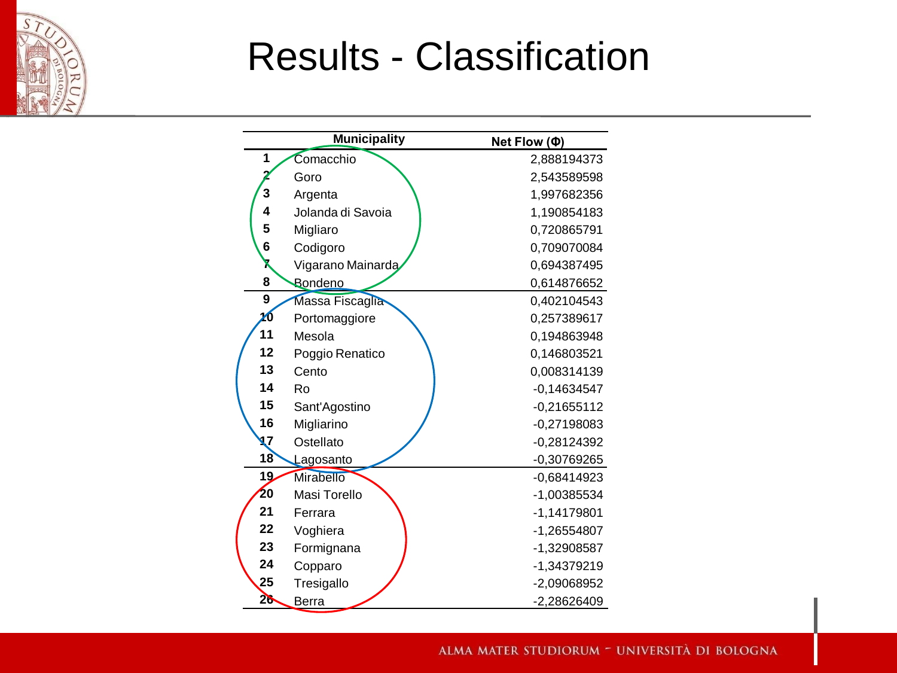# Results - Classification

| | Municipality | Net Flow (Φ) |
|---|---|---|
| 1 | Comacchio | 2,888194373 |
| 2 | Goro | 2,543589598 |
| 3 | Argenta | 1,997682356 |
| 4 | Jolanda di Savoia | 1,190854183 |
| 5 | Migliaro | 0,720865791 |
| 6 | Codigoro | 0,709070084 |
| 7 | Vigarano Mainarda | 0,694387495 |
| 8 | Bondeno | 0,614876652 |
| 9 | Massa Fiscaglia | 0,402104543 |
| 10 | Portomaggiore | 0,257389617 |
| 11 | Mesola | 0,194863948 |
| 12 | Poggio Renatico | 0,146803521 |
| 13 | Cento | 0,008314139 |
| 14 | Ro | -0,14634547 |
| 15 | Sant'Agostino | -0,21655112 |
| 16 | Migliarino | -0,27198083 |
| 17 | Ostellato | -0,28124392 |
| 18 | Lagosanto | -0,30769265 |
| 19 | Mirabello | -0,68414923 |
| 20 | Masi Torello | -1,00385534 |
| 21 | Ferrara | -1,14179801 |
| 22 | Voghiera | -1,26554807 |
| 23 | Formignana | -1,32908587 |
| 24 | Copparo | -1,34379219 |
| 25 | Tresigallo | -2,09068952 |
| 26 | Berra | -2,28626409 |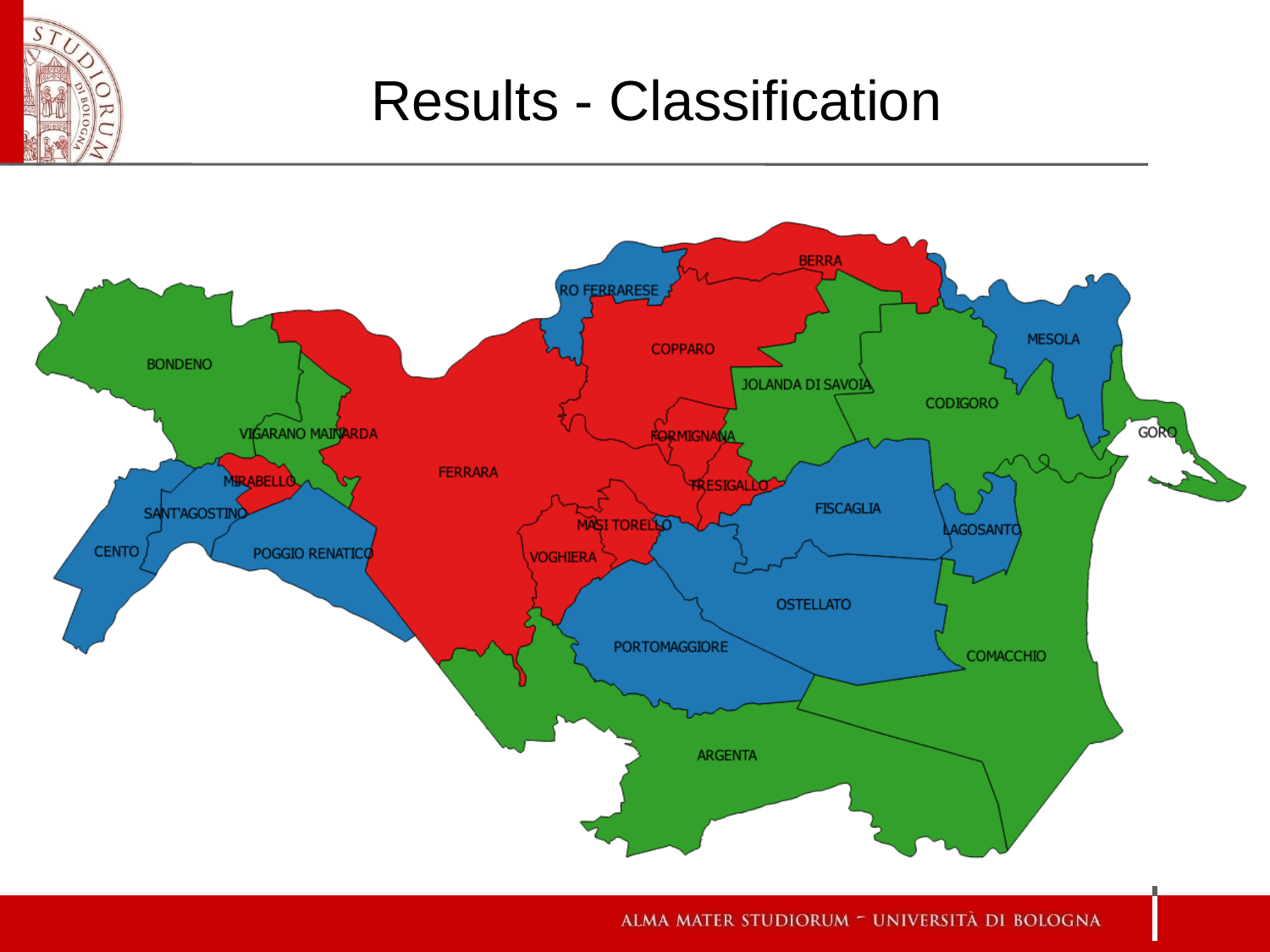# Results - Classification

BONDENO

VIGARANO MAINARDA

MIRABELLO

SANT'AGOSTINO

CENTO

POGGIO RENATICO

FERRARA

RO FERRARESE

BERRA

COPPARO

FORMIGNANA

TRESIGALLO

MASI TORELLO

VOGHIERA

JOLANDA DI SAVOIA

CODIGORO

MESOLA

GORO

FISCAGLIA

LAGOSANTO

OSTELLATO

PORTOMAGGIORE

COMACCHIO

ARGENTA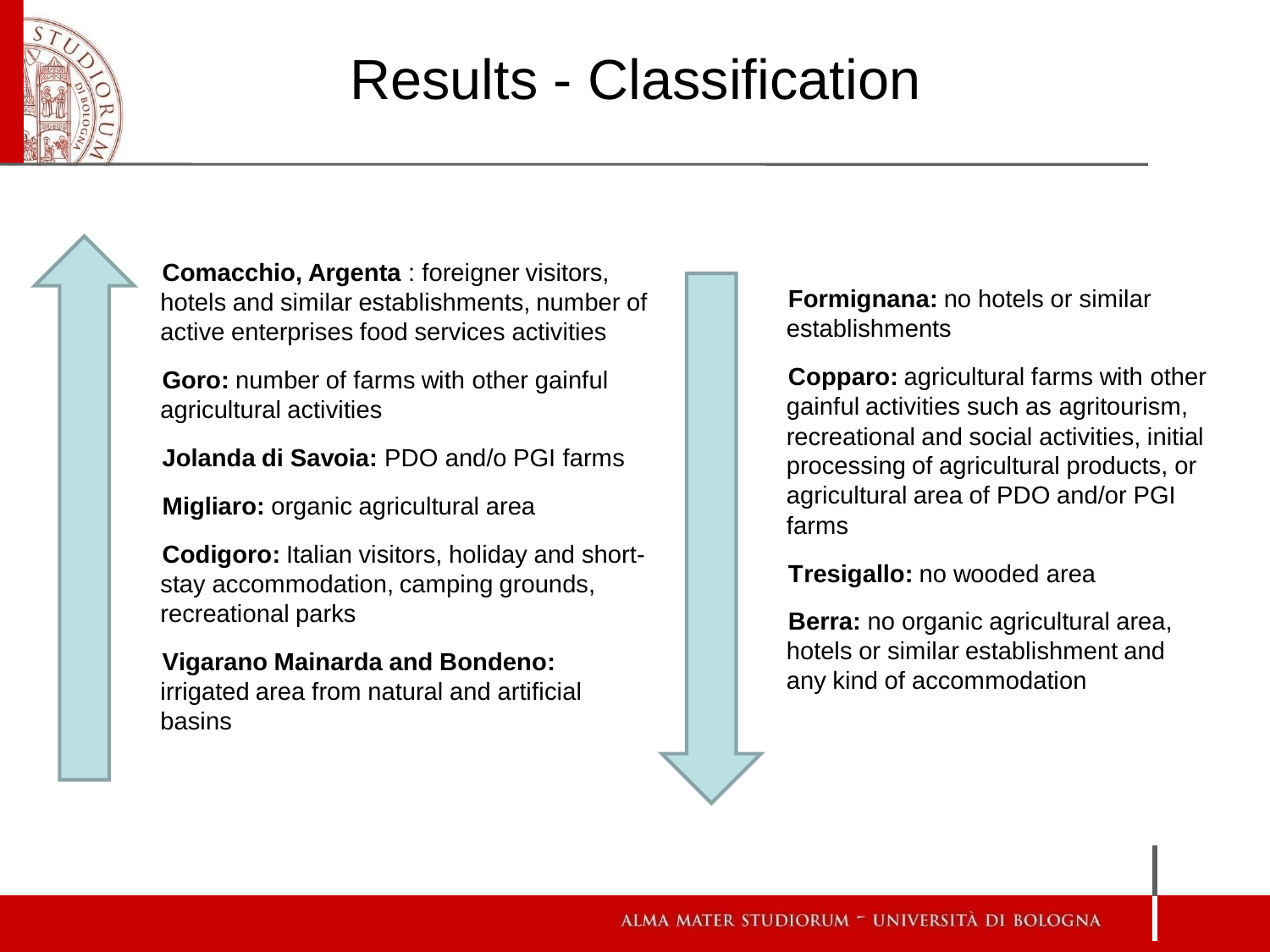# Results - Classification

**Comacchio, Argenta** : foreigner visitors, hotels and similar establishments, number of active enterprises food services activities

**Goro:** number of farms with other gainful agricultural activities

**Jolanda di Savoia:** PDO and/o PGI farms

**Migliaro:** organic agricultural area

**Codigoro:** Italian visitors, holiday and short-stay accommodation, camping grounds, recreational parks

**Vigarano Mainarda and Bondeno:** irrigated area from natural and artificial basins

**Formignana:** no hotels or similar establishments

**Copparo:** agricultural farms with other gainful activities such as agritourism, recreational and social activities, initial processing of agricultural products, or agricultural area of PDO and/or PGI farms

**Tresigallo:** no wooded area

**Berra:** no organic agricultural area, hotels or similar establishment and any kind of accommodation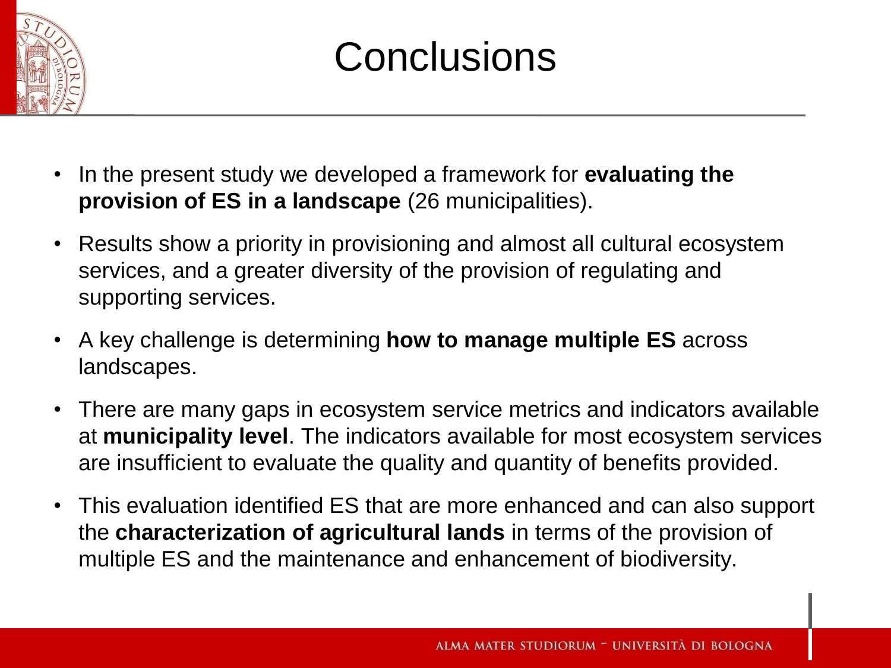# Conclusions

- In the present study we developed a framework for **evaluating the provision of ES in a landscape** (26 municipalities).
- Results show a priority in provisioning and almost all cultural ecosystem services, and a greater diversity of the provision of regulating and supporting services.
- A key challenge is determining **how to manage multiple ES** across landscapes.
- There are many gaps in ecosystem service metrics and indicators available at **municipality level**. The indicators available for most ecosystem services are insufficient to evaluate the quality and quantity of benefits provided.
- This evaluation identified ES that are more enhanced and can also support the **characterization of agricultural lands** in terms of the provision of multiple ES and the maintenance and enhancement of biodiversity.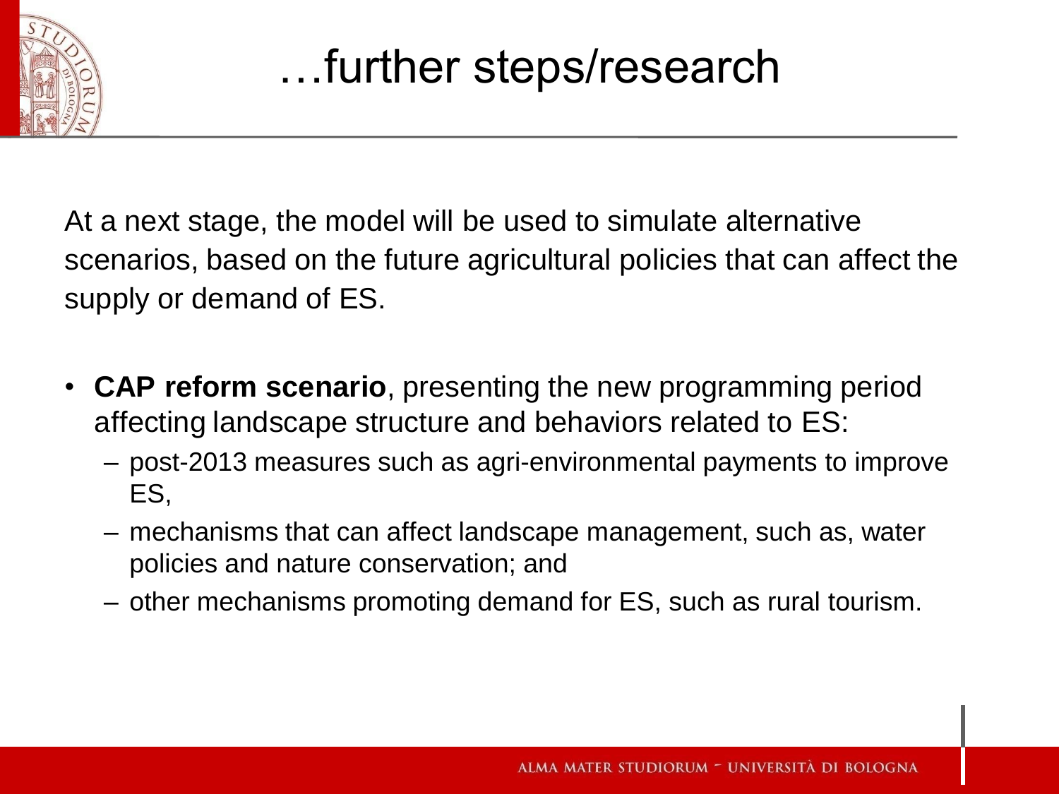# …further steps/research

At a next stage, the model will be used to simulate alternative scenarios, based on the future agricultural policies that can affect the supply or demand of ES.

- **CAP reform scenario**, presenting the new programming period affecting landscape structure and behaviors related to ES:
  - post-2013 measures such as agri-environmental payments to improve ES,
  - mechanisms that can affect landscape management, such as, water policies and nature conservation; and
  - other mechanisms promoting demand for ES, such as rural tourism.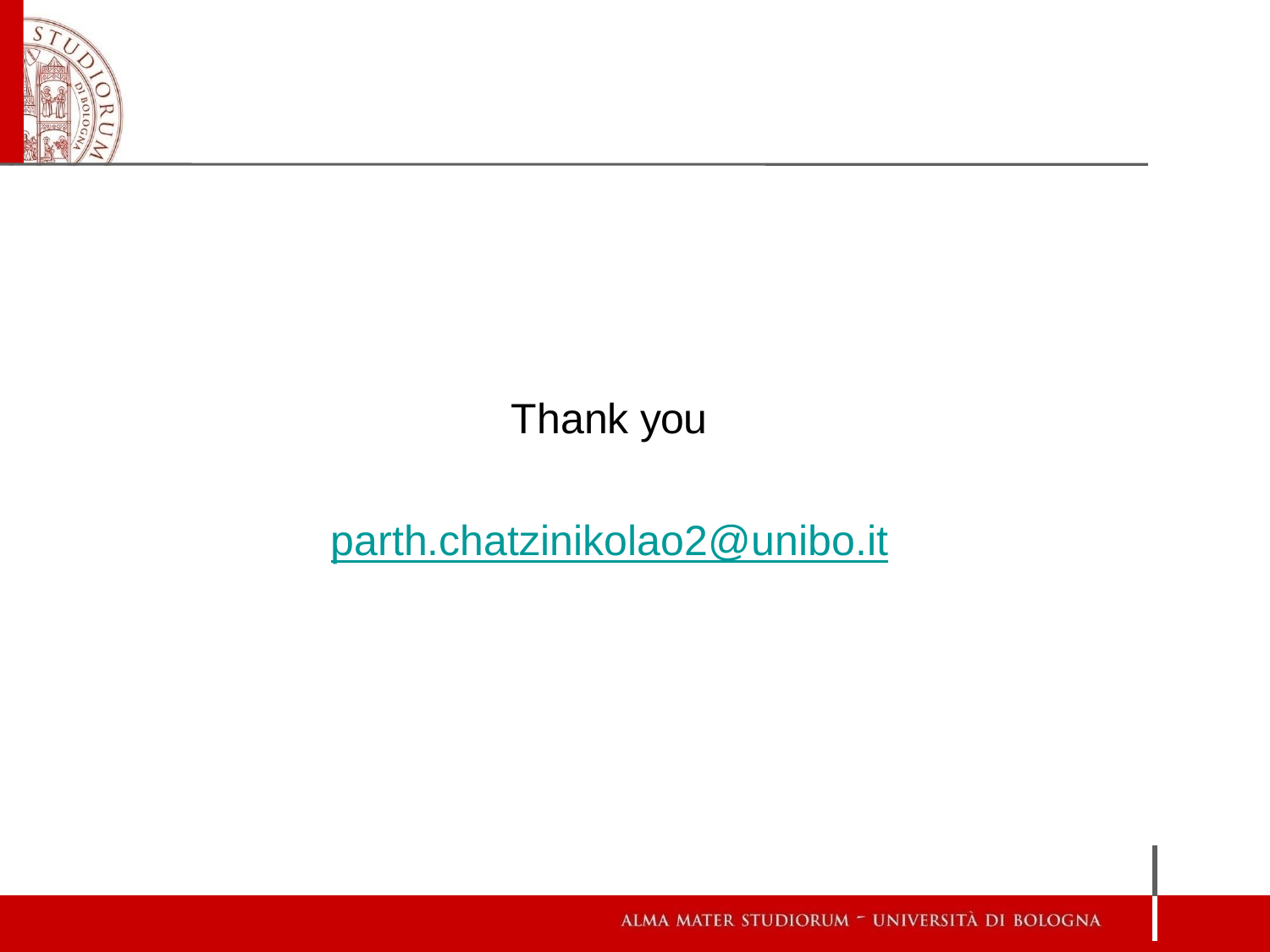Thank you

parth.chatzinikolao2@unibo.it